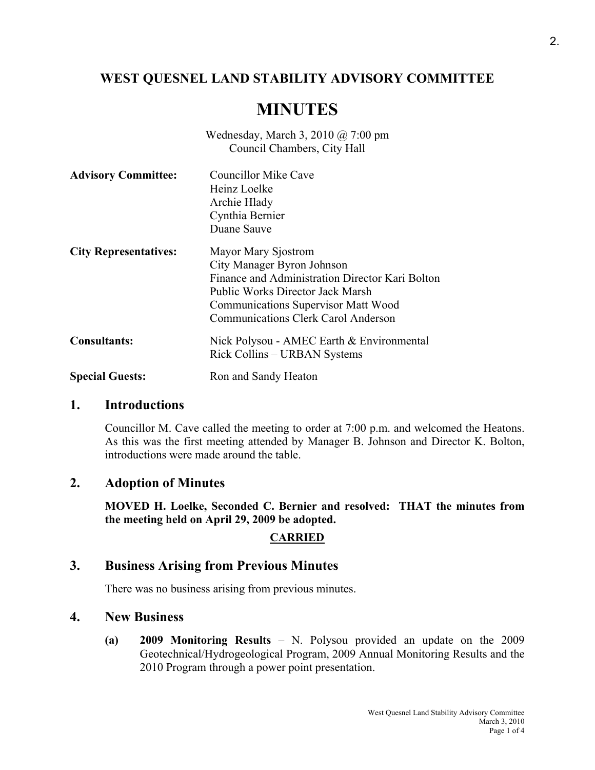# WEST QUESNEL LAND STABILITY ADVISORY COMMITTEE

# MINUTES

Wednesday, March 3, 2010 @ 7:00 pm
Council Chambers, City Hall

| | |
|---|---|
| **Advisory Committee:** | Councillor Mike Cave<br>Heinz Loelke<br>Archie Hlady<br>Cynthia Bernier<br>Duane Sauve |
| **City Representatives:** | Mayor Mary Sjostrom<br>City Manager Byron Johnson<br>Finance and Administration Director Kari Bolton<br>Public Works Director Jack Marsh<br>Communications Supervisor Matt Wood<br>Communications Clerk Carol Anderson |
| **Consultants:** | Nick Polysou - AMEC Earth & Environmental<br>Rick Collins – URBAN Systems |
| **Special Guests:** | Ron and Sandy Heaton |

## 1. Introductions

Councillor M. Cave called the meeting to order at 7:00 p.m. and welcomed the Heatons. As this was the first meeting attended by Manager B. Johnson and Director K. Bolton, introductions were made around the table.

## 2. Adoption of Minutes

**MOVED H. Loelke, Seconded C. Bernier and resolved: THAT the minutes from the meeting held on April 29, 2009 be adopted.**

**CARRIED**

## 3. Business Arising from Previous Minutes

There was no business arising from previous minutes.

## 4. New Business

**(a) 2009 Monitoring Results** – N. Polysou provided an update on the 2009 Geotechnical/Hydrogeological Program, 2009 Annual Monitoring Results and the 2010 Program through a power point presentation.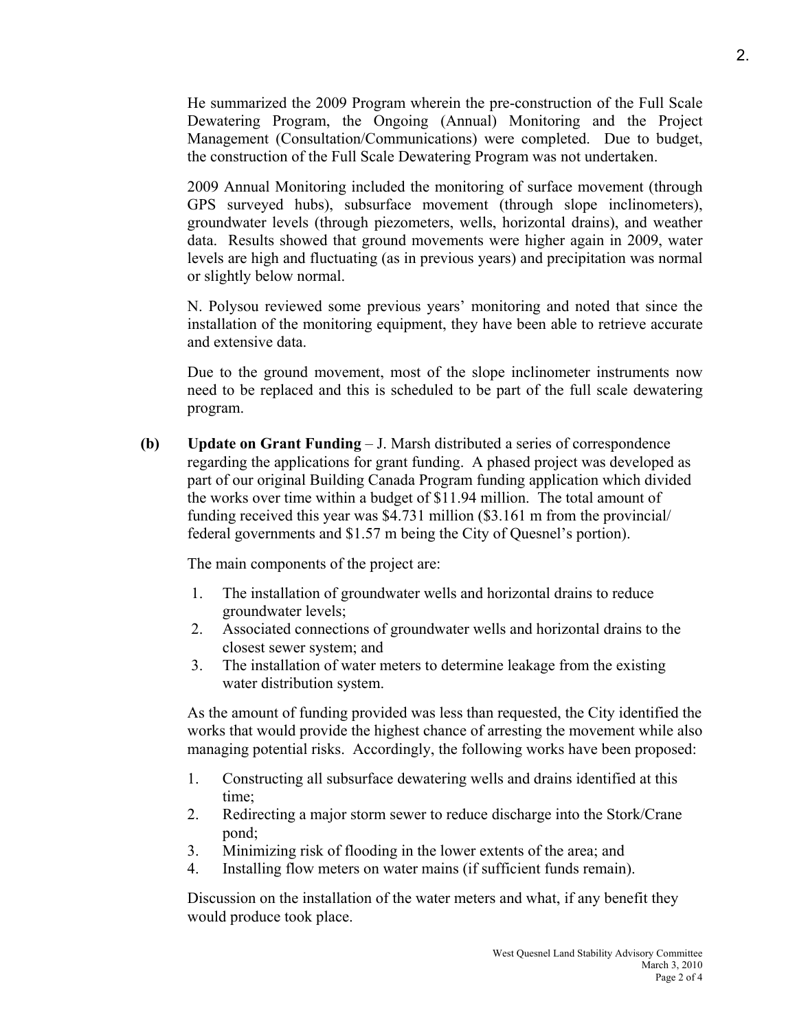He summarized the 2009 Program wherein the pre-construction of the Full Scale Dewatering Program, the Ongoing (Annual) Monitoring and the Project Management (Consultation/Communications) were completed. Due to budget, the construction of the Full Scale Dewatering Program was not undertaken.

2009 Annual Monitoring included the monitoring of surface movement (through GPS surveyed hubs), subsurface movement (through slope inclinometers), groundwater levels (through piezometers, wells, horizontal drains), and weather data. Results showed that ground movements were higher again in 2009, water levels are high and fluctuating (as in previous years) and precipitation was normal or slightly below normal.

N. Polysou reviewed some previous years' monitoring and noted that since the installation of the monitoring equipment, they have been able to retrieve accurate and extensive data.

Due to the ground movement, most of the slope inclinometer instruments now need to be replaced and this is scheduled to be part of the full scale dewatering program.

**(b) Update on Grant Funding** – J. Marsh distributed a series of correspondence regarding the applications for grant funding. A phased project was developed as part of our original Building Canada Program funding application which divided the works over time within a budget of $11.94 million. The total amount of funding received this year was $4.731 million ($3.161 m from the provincial/ federal governments and $1.57 m being the City of Quesnel's portion).

The main components of the project are:

1. The installation of groundwater wells and horizontal drains to reduce groundwater levels;
2. Associated connections of groundwater wells and horizontal drains to the closest sewer system; and
3. The installation of water meters to determine leakage from the existing water distribution system.

As the amount of funding provided was less than requested, the City identified the works that would provide the highest chance of arresting the movement while also managing potential risks. Accordingly, the following works have been proposed:

1. Constructing all subsurface dewatering wells and drains identified at this time;
2. Redirecting a major storm sewer to reduce discharge into the Stork/Crane pond;
3. Minimizing risk of flooding in the lower extents of the area; and
4. Installing flow meters on water mains (if sufficient funds remain).

Discussion on the installation of the water meters and what, if any benefit they would produce took place.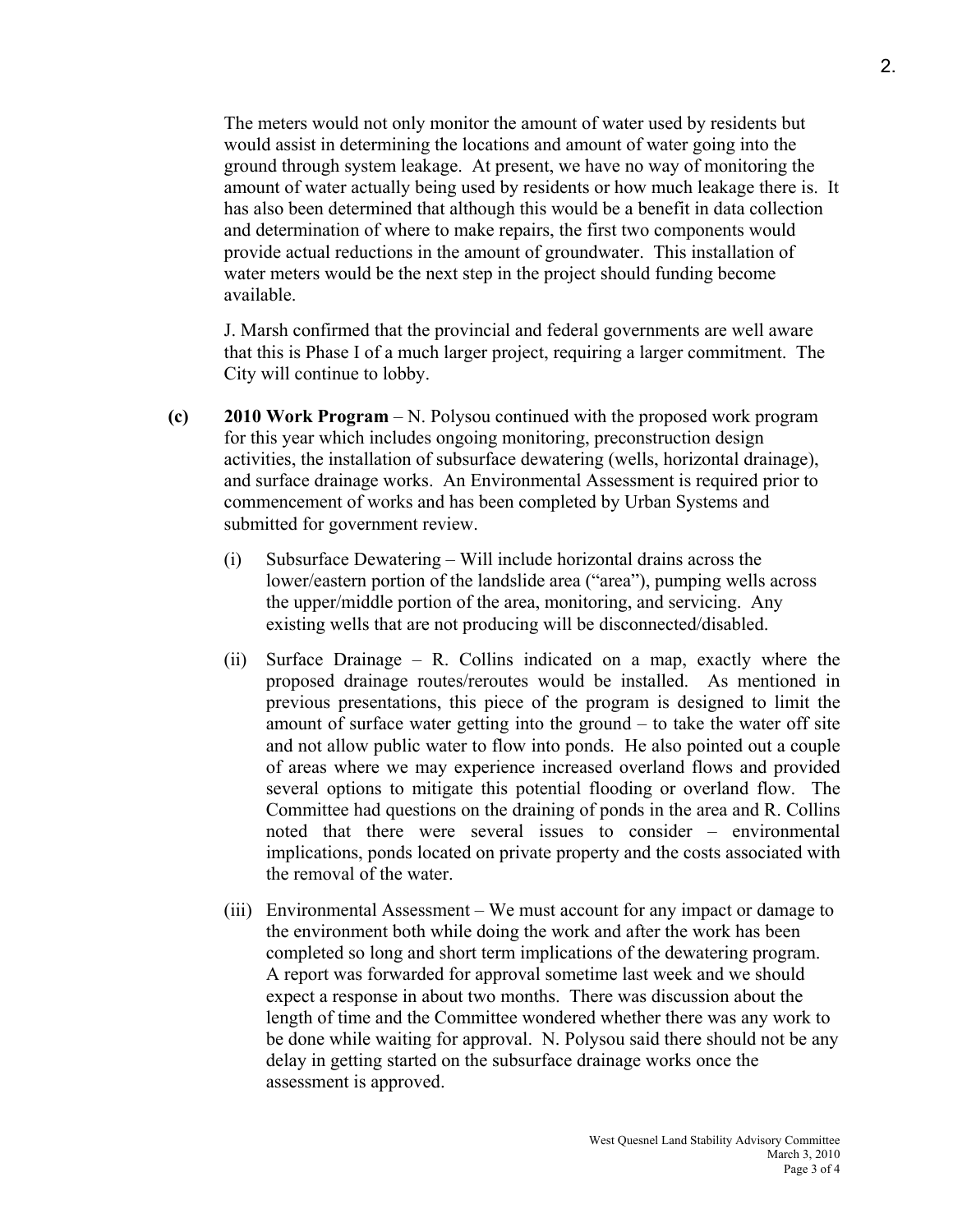The meters would not only monitor the amount of water used by residents but would assist in determining the locations and amount of water going into the ground through system leakage. At present, we have no way of monitoring the amount of water actually being used by residents or how much leakage there is. It has also been determined that although this would be a benefit in data collection and determination of where to make repairs, the first two components would provide actual reductions in the amount of groundwater. This installation of water meters would be the next step in the project should funding become available.

J. Marsh confirmed that the provincial and federal governments are well aware that this is Phase I of a much larger project, requiring a larger commitment. The City will continue to lobby.

**(c)** **2010 Work Program** – N. Polysou continued with the proposed work program for this year which includes ongoing monitoring, preconstruction design activities, the installation of subsurface dewatering (wells, horizontal drainage), and surface drainage works. An Environmental Assessment is required prior to commencement of works and has been completed by Urban Systems and submitted for government review.

(i) Subsurface Dewatering – Will include horizontal drains across the lower/eastern portion of the landslide area ("area"), pumping wells across the upper/middle portion of the area, monitoring, and servicing. Any existing wells that are not producing will be disconnected/disabled.

(ii) Surface Drainage – R. Collins indicated on a map, exactly where the proposed drainage routes/reroutes would be installed. As mentioned in previous presentations, this piece of the program is designed to limit the amount of surface water getting into the ground – to take the water off site and not allow public water to flow into ponds. He also pointed out a couple of areas where we may experience increased overland flows and provided several options to mitigate this potential flooding or overland flow. The Committee had questions on the draining of ponds in the area and R. Collins noted that there were several issues to consider – environmental implications, ponds located on private property and the costs associated with the removal of the water.

(iii) Environmental Assessment – We must account for any impact or damage to the environment both while doing the work and after the work has been completed so long and short term implications of the dewatering program. A report was forwarded for approval sometime last week and we should expect a response in about two months. There was discussion about the length of time and the Committee wondered whether there was any work to be done while waiting for approval. N. Polysou said there should not be any delay in getting started on the subsurface drainage works once the assessment is approved.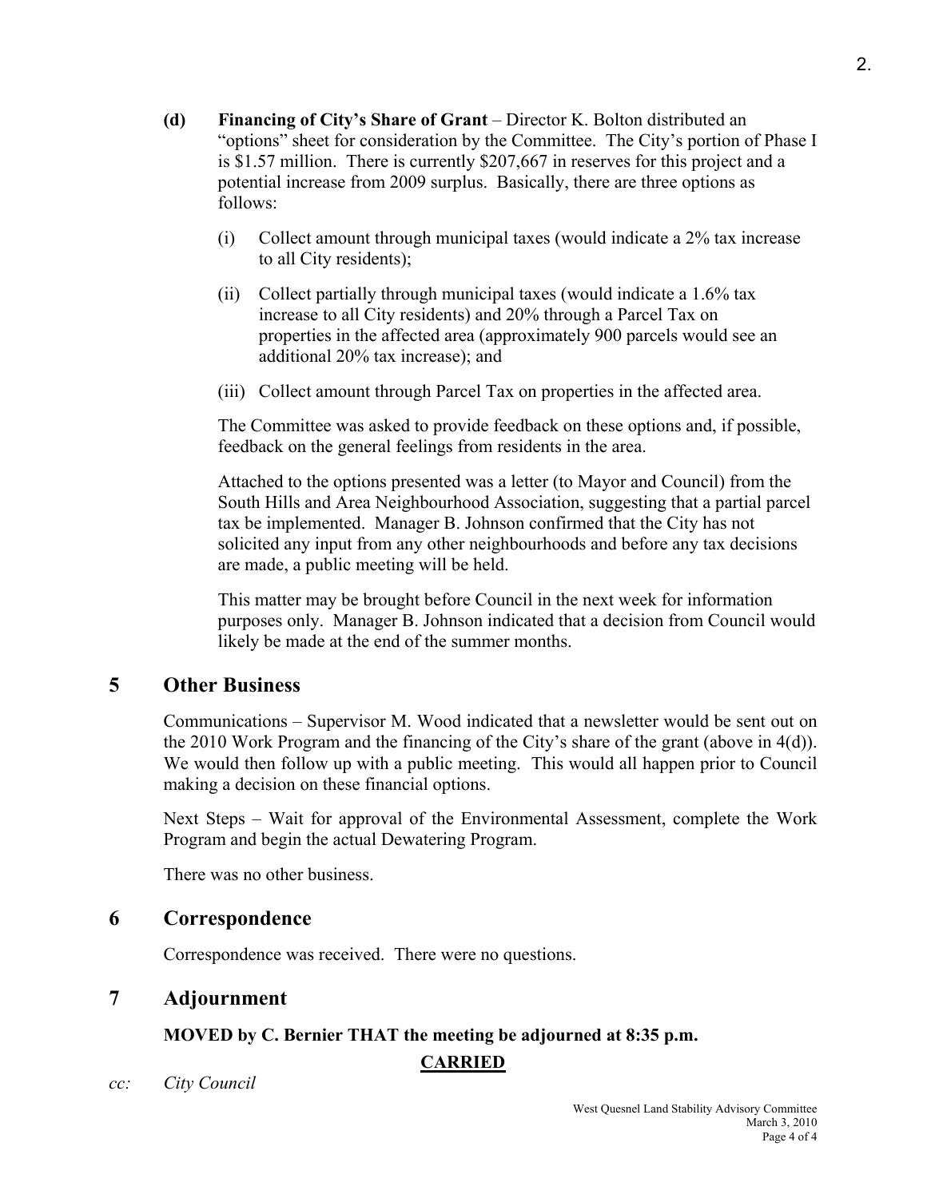**(d) Financing of City's Share of Grant** – Director K. Bolton distributed an "options" sheet for consideration by the Committee. The City's portion of Phase I is $1.57 million. There is currently $207,667 in reserves for this project and a potential increase from 2009 surplus. Basically, there are three options as follows:

(i) Collect amount through municipal taxes (would indicate a 2% tax increase to all City residents);

(ii) Collect partially through municipal taxes (would indicate a 1.6% tax increase to all City residents) and 20% through a Parcel Tax on properties in the affected area (approximately 900 parcels would see an additional 20% tax increase); and

(iii) Collect amount through Parcel Tax on properties in the affected area.

The Committee was asked to provide feedback on these options and, if possible, feedback on the general feelings from residents in the area.

Attached to the options presented was a letter (to Mayor and Council) from the South Hills and Area Neighbourhood Association, suggesting that a partial parcel tax be implemented. Manager B. Johnson confirmed that the City has not solicited any input from any other neighbourhoods and before any tax decisions are made, a public meeting will be held.

This matter may be brought before Council in the next week for information purposes only. Manager B. Johnson indicated that a decision from Council would likely be made at the end of the summer months.

## 5 Other Business

Communications – Supervisor M. Wood indicated that a newsletter would be sent out on the 2010 Work Program and the financing of the City's share of the grant (above in 4(d)). We would then follow up with a public meeting. This would all happen prior to Council making a decision on these financial options.

Next Steps – Wait for approval of the Environmental Assessment, complete the Work Program and begin the actual Dewatering Program.

There was no other business.

## 6 Correspondence

Correspondence was received. There were no questions.

## 7 Adjournment

**MOVED by C. Bernier THAT the meeting be adjourned at 8:35 p.m.**

**CARRIED**

*cc: City Council*